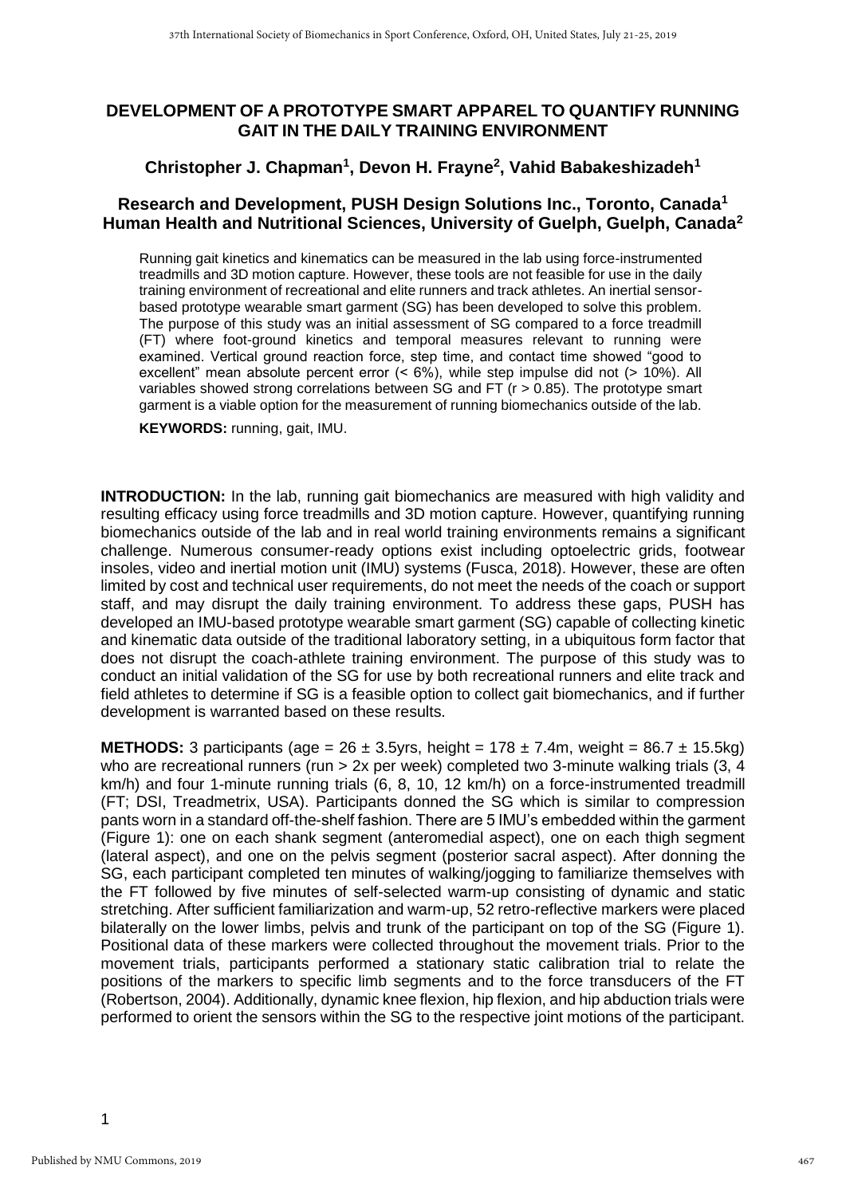# DEVELOPMENT OF A PROTOTYPE SMART APPAREL TO QUANTIFY RUNNING GAIT IN THE DAILY TRAINING ENVIRONMENT

## Christopher J. Chapman[1], Devon H. Frayne[2], Vahid Babakeshizadeh[1]

### Research and Development, PUSH Design Solutions Inc., Toronto, Canada[1]
### Human Health and Nutritional Sciences, University of Guelph, Guelph, Canada[2]

Running gait kinetics and kinematics can be measured in the lab using force-instrumented treadmills and 3D motion capture. However, these tools are not feasible for use in the daily training environment of recreational and elite runners and track athletes. An inertial sensor-based prototype wearable smart garment (SG) has been developed to solve this problem. The purpose of this study was an initial assessment of SG compared to a force treadmill (FT) where foot-ground kinetics and temporal measures relevant to running were examined. Vertical ground reaction force, step time, and contact time showed "good to excellent" mean absolute percent error (< 6%), while step impulse did not (> 10%). All variables showed strong correlations between SG and FT ($r > 0.85$). The prototype smart garment is a viable option for the measurement of running biomechanics outside of the lab.

**KEYWORDS:** running, gait, IMU.

**INTRODUCTION:** In the lab, running gait biomechanics are measured with high validity and resulting efficacy using force treadmills and 3D motion capture. However, quantifying running biomechanics outside of the lab and in real world training environments remains a significant challenge. Numerous consumer-ready options exist including optoelectric grids, footwear insoles, video and inertial motion unit (IMU) systems (Fusca, 2018). However, these are often limited by cost and technical user requirements, do not meet the needs of the coach or support staff, and may disrupt the daily training environment. To address these gaps, PUSH has developed an IMU-based prototype wearable smart garment (SG) capable of collecting kinetic and kinematic data outside of the traditional laboratory setting, in a ubiquitous form factor that does not disrupt the coach-athlete training environment. The purpose of this study was to conduct an initial validation of the SG for use by both recreational runners and elite track and field athletes to determine if SG is a feasible option to collect gait biomechanics, and if further development is warranted based on these results.

**METHODS:** 3 participants (age = 26 ± 3.5yrs, height = 178 ± 7.4m, weight = 86.7 ± 15.5kg) who are recreational runners (run > 2x per week) completed two 3-minute walking trials (3, 4 km/h) and four 1-minute running trials (6, 8, 10, 12 km/h) on a force-instrumented treadmill (FT; DSI, Treadmetrix, USA). Participants donned the SG which is similar to compression pants worn in a standard off-the-shelf fashion. There are 5 IMU's embedded within the garment (Figure 1): one on each shank segment (anteromedial aspect), one on each thigh segment (lateral aspect), and one on the pelvis segment (posterior sacral aspect). After donning the SG, each participant completed ten minutes of walking/jogging to familiarize themselves with the FT followed by five minutes of self-selected warm-up consisting of dynamic and static stretching. After sufficient familiarization and warm-up, 52 retro-reflective markers were placed bilaterally on the lower limbs, pelvis and trunk of the participant on top of the SG (Figure 1). Positional data of these markers were collected throughout the movement trials. Prior to the movement trials, participants performed a stationary static calibration trial to relate the positions of the markers to specific limb segments and to the force transducers of the FT (Robertson, 2004). Additionally, dynamic knee flexion, hip flexion, and hip abduction trials were performed to orient the sensors within the SG to the respective joint motions of the participant.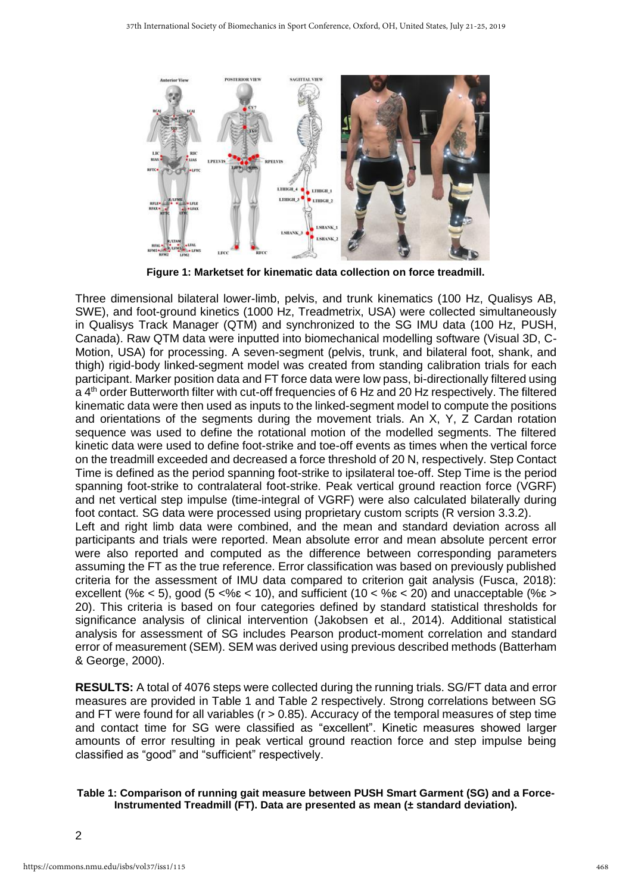**Figure 1: Marketset for kinematic data collection on force treadmill.**

Three dimensional bilateral lower-limb, pelvis, and trunk kinematics (100 Hz, Qualisys AB, SWE), and foot-ground kinetics (1000 Hz, Treadmetrix, USA) were collected simultaneously in Qualisys Track Manager (QTM) and synchronized to the SG IMU data (100 Hz, PUSH, Canada). Raw QTM data were inputted into biomechanical modelling software (Visual 3D, C-Motion, USA) for processing. A seven-segment (pelvis, trunk, and bilateral foot, shank, and thigh) rigid-body linked-segment model was created from standing calibration trials for each participant. Marker position data and FT force data were low pass, bi-directionally filtered using a 4th order Butterworth filter with cut-off frequencies of 6 Hz and 20 Hz respectively. The filtered kinematic data were then used as inputs to the linked-segment model to compute the positions and orientations of the segments during the movement trials. An X, Y, Z Cardan rotation sequence was used to define the rotational motion of the modelled segments. The filtered kinetic data were used to define foot-strike and toe-off events as times when the vertical force on the treadmill exceeded and decreased a force threshold of 20 N, respectively. Step Contact Time is defined as the period spanning foot-strike to ipsilateral toe-off. Step Time is the period spanning foot-strike to contralateral foot-strike. Peak vertical ground reaction force (VGRF) and net vertical step impulse (time-integral of VGRF) were also calculated bilaterally during foot contact. SG data were processed using proprietary custom scripts (R version 3.3.2).

Left and right limb data were combined, and the mean and standard deviation across all participants and trials were reported. Mean absolute error and mean absolute percent error were also reported and computed as the difference between corresponding parameters assuming the FT as the true reference. Error classification was based on previously published criteria for the assessment of IMU data compared to criterion gait analysis (Fusca, 2018): excellent (%ε < 5), good (5 <%ε < 10), and sufficient (10 < %ε < 20) and unacceptable (%ε > 20). This criteria is based on four categories defined by standard statistical thresholds for significance analysis of clinical intervention (Jakobsen et al., 2014). Additional statistical analysis for assessment of SG includes Pearson product-moment correlation and standard error of measurement (SEM). SEM was derived using previous described methods (Batterham & George, 2000).

**RESULTS:** A total of 4076 steps were collected during the running trials. SG/FT data and error measures are provided in Table 1 and Table 2 respectively. Strong correlations between SG and FT were found for all variables (r > 0.85). Accuracy of the temporal measures of step time and contact time for SG were classified as "excellent". Kinetic measures showed larger amounts of error resulting in peak vertical ground reaction force and step impulse being classified as "good" and "sufficient" respectively.

**Table 1: Comparison of running gait measure between PUSH Smart Garment (SG) and a Force-Instrumented Treadmill (FT). Data are presented as mean (± standard deviation).**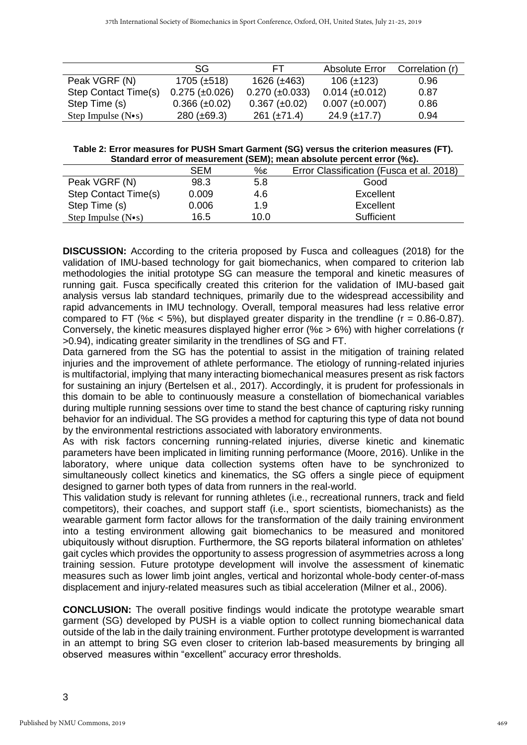| | SG | FT | Absolute Error | Correlation (r) |
|---|---|---|---|---|
| Peak VGRF (N) | 1705 (±518) | 1626 (±463) | 106 (±123) | 0.96 |
| Step Contact Time(s) | 0.275 (±0.026) | 0.270 (±0.033) | 0.014 (±0.012) | 0.87 |
| Step Time (s) | 0.366 (±0.02) | 0.367 (±0.02) | 0.007 (±0.007) | 0.86 |
| Step Impulse (N•s) | 280 (±69.3) | 261 (±71.4) | 24.9 (±17.7) | 0.94 |

**Table 2: Error measures for PUSH Smart Garment (SG) versus the criterion measures (FT). Standard error of measurement (SEM); mean absolute percent error (%ε).**

| | SEM | %ε | Error Classification (Fusca et al. 2018) |
|---|---|---|---|
| Peak VGRF (N) | 98.3 | 5.8 | Good |
| Step Contact Time(s) | 0.009 | 4.6 | Excellent |
| Step Time (s) | 0.006 | 1.9 | Excellent |
| Step Impulse (N•s) | 16.5 | 10.0 | Sufficient |

**DISCUSSION:** According to the criteria proposed by Fusca and colleagues (2018) for the validation of IMU-based technology for gait biomechanics, when compared to criterion lab methodologies the initial prototype SG can measure the temporal and kinetic measures of running gait. Fusca specifically created this criterion for the validation of IMU-based gait analysis versus lab standard techniques, primarily due to the widespread accessibility and rapid advancements in IMU technology. Overall, temporal measures had less relative error compared to FT (%ε < 5%), but displayed greater disparity in the trendline (r = 0.86-0.87). Conversely, the kinetic measures displayed higher error (%ε > 6%) with higher correlations (r >0.94), indicating greater similarity in the trendlines of SG and FT.

Data garnered from the SG has the potential to assist in the mitigation of training related injuries and the improvement of athlete performance. The etiology of running-related injuries is multifactorial, implying that many interacting biomechanical measures present as risk factors for sustaining an injury (Bertelsen et al., 2017). Accordingly, it is prudent for professionals in this domain to be able to continuously measure a constellation of biomechanical variables during multiple running sessions over time to stand the best chance of capturing risky running behavior for an individual. The SG provides a method for capturing this type of data not bound by the environmental restrictions associated with laboratory environments.

As with risk factors concerning running-related injuries, diverse kinetic and kinematic parameters have been implicated in limiting running performance (Moore, 2016). Unlike in the laboratory, where unique data collection systems often have to be synchronized to simultaneously collect kinetics and kinematics, the SG offers a single piece of equipment designed to garner both types of data from runners in the real-world.

This validation study is relevant for running athletes (i.e., recreational runners, track and field competitors), their coaches, and support staff (i.e., sport scientists, biomechanists) as the wearable garment form factor allows for the transformation of the daily training environment into a testing environment allowing gait biomechanics to be measured and monitored ubiquitously without disruption. Furthermore, the SG reports bilateral information on athletes' gait cycles which provides the opportunity to assess progression of asymmetries across a long training session. Future prototype development will involve the assessment of kinematic measures such as lower limb joint angles, vertical and horizontal whole-body center-of-mass displacement and injury-related measures such as tibial acceleration (Milner et al., 2006).

**CONCLUSION:** The overall positive findings would indicate the prototype wearable smart garment (SG) developed by PUSH is a viable option to collect running biomechanical data outside of the lab in the daily training environment. Further prototype development is warranted in an attempt to bring SG even closer to criterion lab-based measurements by bringing all observed measures within "excellent" accuracy error thresholds.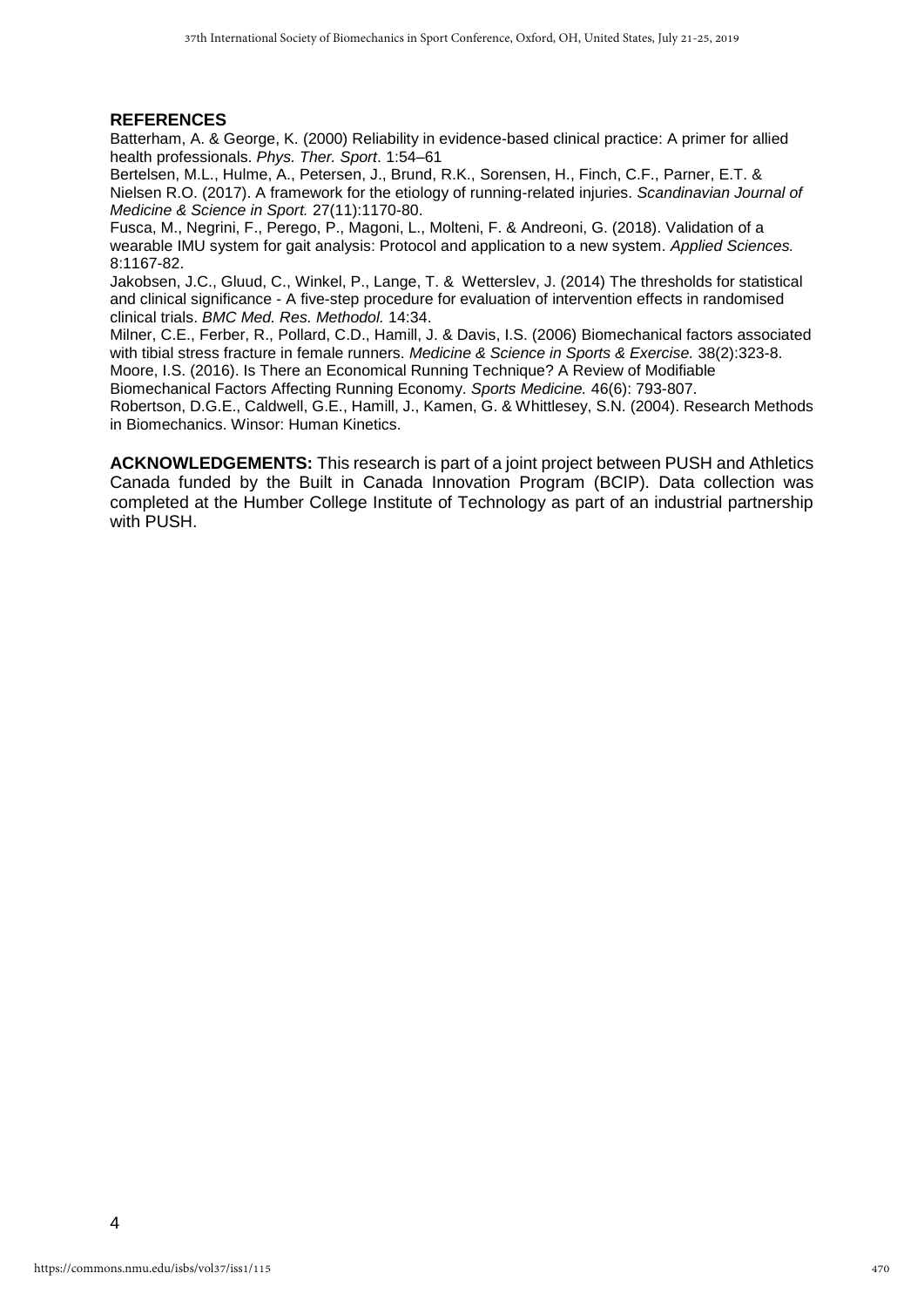## REFERENCES

Batterham, A. & George, K. (2000) Reliability in evidence-based clinical practice: A primer for allied health professionals. *Phys. Ther. Sport*. 1:54–61

Bertelsen, M.L., Hulme, A., Petersen, J., Brund, R.K., Sorensen, H., Finch, C.F., Parner, E.T. & Nielsen R.O. (2017). A framework for the etiology of running-related injuries. *Scandinavian Journal of Medicine & Science in Sport.* 27(11):1170-80.

Fusca, M., Negrini, F., Perego, P., Magoni, L., Molteni, F. & Andreoni, G. (2018). Validation of a wearable IMU system for gait analysis: Protocol and application to a new system. *Applied Sciences.* 8:1167-82.

Jakobsen, J.C., Gluud, C., Winkel, P., Lange, T. & Wetterslev, J. (2014) The thresholds for statistical and clinical significance - A five-step procedure for evaluation of intervention effects in randomised clinical trials. *BMC Med. Res. Methodol.* 14:34.

Milner, C.E., Ferber, R., Pollard, C.D., Hamill, J. & Davis, I.S. (2006) Biomechanical factors associated with tibial stress fracture in female runners. *Medicine & Science in Sports & Exercise.* 38(2):323-8.

Moore, I.S. (2016). Is There an Economical Running Technique? A Review of Modifiable Biomechanical Factors Affecting Running Economy. *Sports Medicine.* 46(6): 793-807.

Robertson, D.G.E., Caldwell, G.E., Hamill, J., Kamen, G. & Whittlesey, S.N. (2004). Research Methods in Biomechanics. Winsor: Human Kinetics.

**ACKNOWLEDGEMENTS:** This research is part of a joint project between PUSH and Athletics Canada funded by the Built in Canada Innovation Program (BCIP). Data collection was completed at the Humber College Institute of Technology as part of an industrial partnership with PUSH.